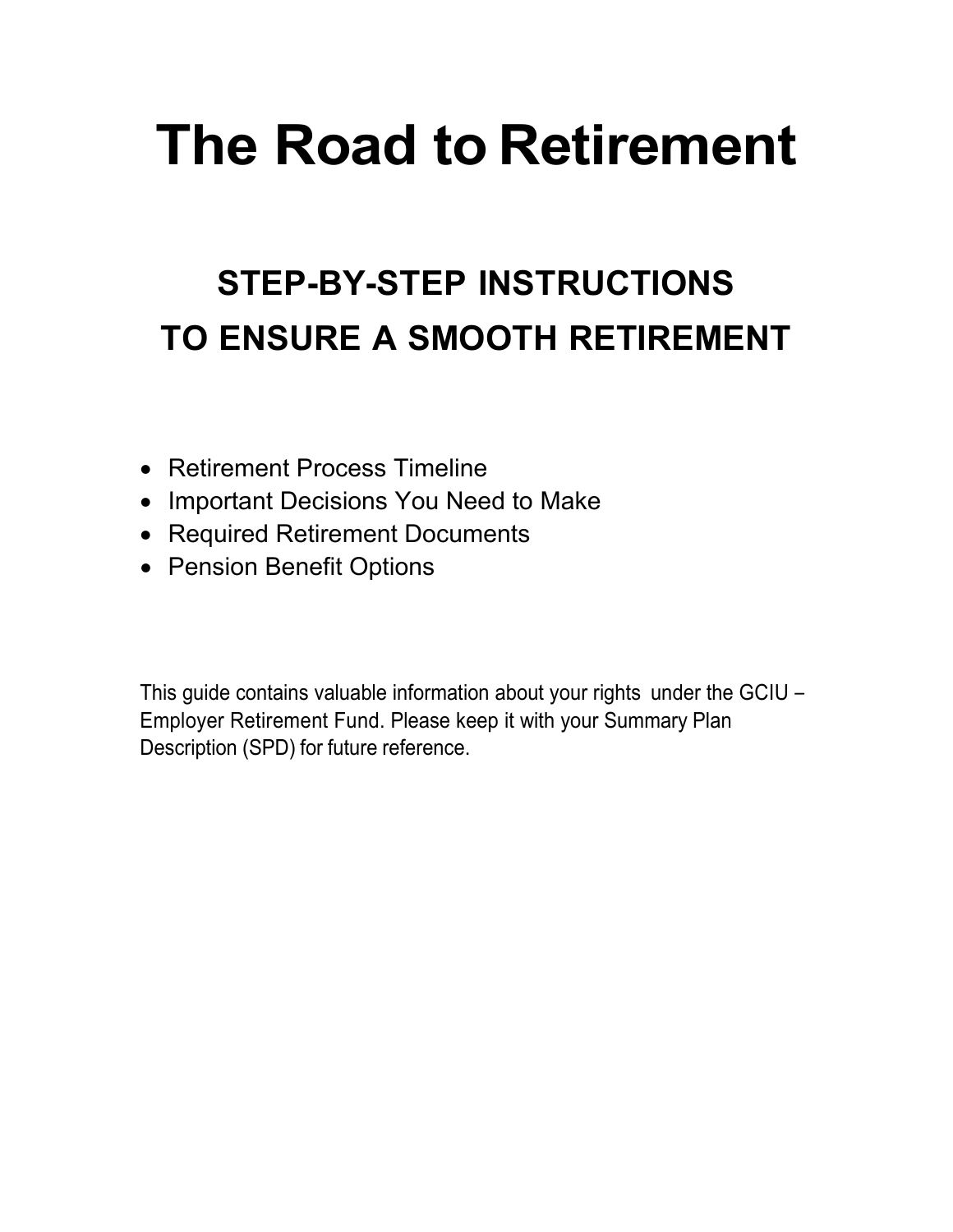# The Road to Retirement

## STEP-BY-STEP INSTRUCTIONS TO ENSURE A SMOOTH RETIREMENT

- Retirement Process Timeline
- Important Decisions You Need to Make
- Required Retirement Documents
- Pension Benefit Options

This guide contains valuable information about your rights under the GCIU – Employer Retirement Fund. Please keep it with your Summary Plan Description (SPD) for future reference.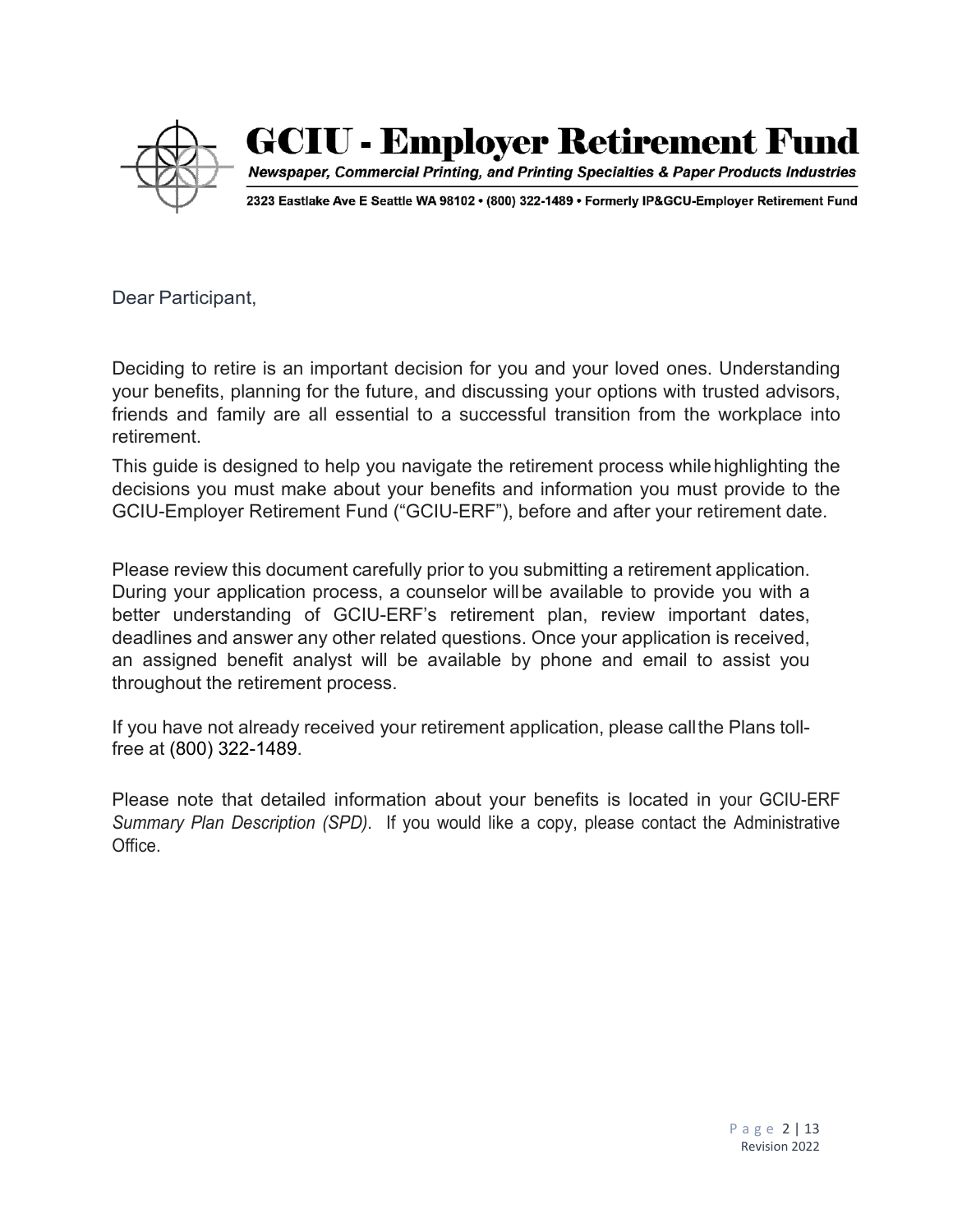# GCIU - Employer Retirement Fund

***Newspaper, Commercial Printing, and Printing Specialties & Paper Products Industries***

**2323 Eastlake Ave E Seattle WA 98102 • (800) 322-1489 • Formerly IP&GCU-Employer Retirement Fund**

Dear Participant,

Deciding to retire is an important decision for you and your loved ones. Understanding your benefits, planning for the future, and discussing your options with trusted advisors, friends and family are all essential to a successful transition from the workplace into retirement.

This guide is designed to help you navigate the retirement process while highlighting the decisions you must make about your benefits and information you must provide to the GCIU-Employer Retirement Fund ("GCIU-ERF"), before and after your retirement date.

Please review this document carefully prior to you submitting a retirement application. During your application process, a counselor will be available to provide you with a better understanding of GCIU-ERF's retirement plan, review important dates, deadlines and answer any other related questions. Once your application is received, an assigned benefit analyst will be available by phone and email to assist you throughout the retirement process.

If you have not already received your retirement application, please call the Plans toll-free at (800) 322-1489.

Please note that detailed information about your benefits is located in your GCIU-ERF *Summary Plan Description (SPD)*. If you would like a copy, please contact the Administrative Office.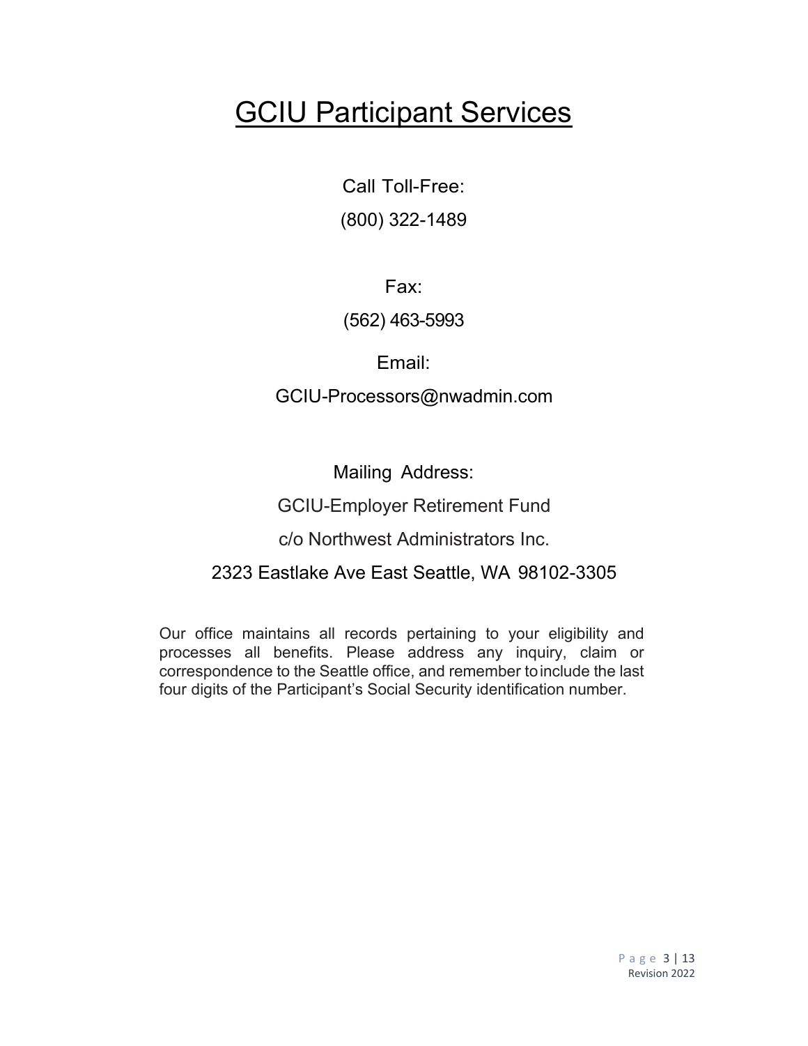# GCIU Participant Services

Call Toll-Free:

(800) 322-1489

Fax:

(562) 463-5993

Email:

GCIU-Processors@nwadmin.com

Mailing Address:

GCIU-Employer Retirement Fund

c/o Northwest Administrators Inc.

2323 Eastlake Ave East Seattle, WA 98102-3305

Our office maintains all records pertaining to your eligibility and processes all benefits. Please address any inquiry, claim or correspondence to the Seattle office, and remember to include the last four digits of the Participant's Social Security identification number.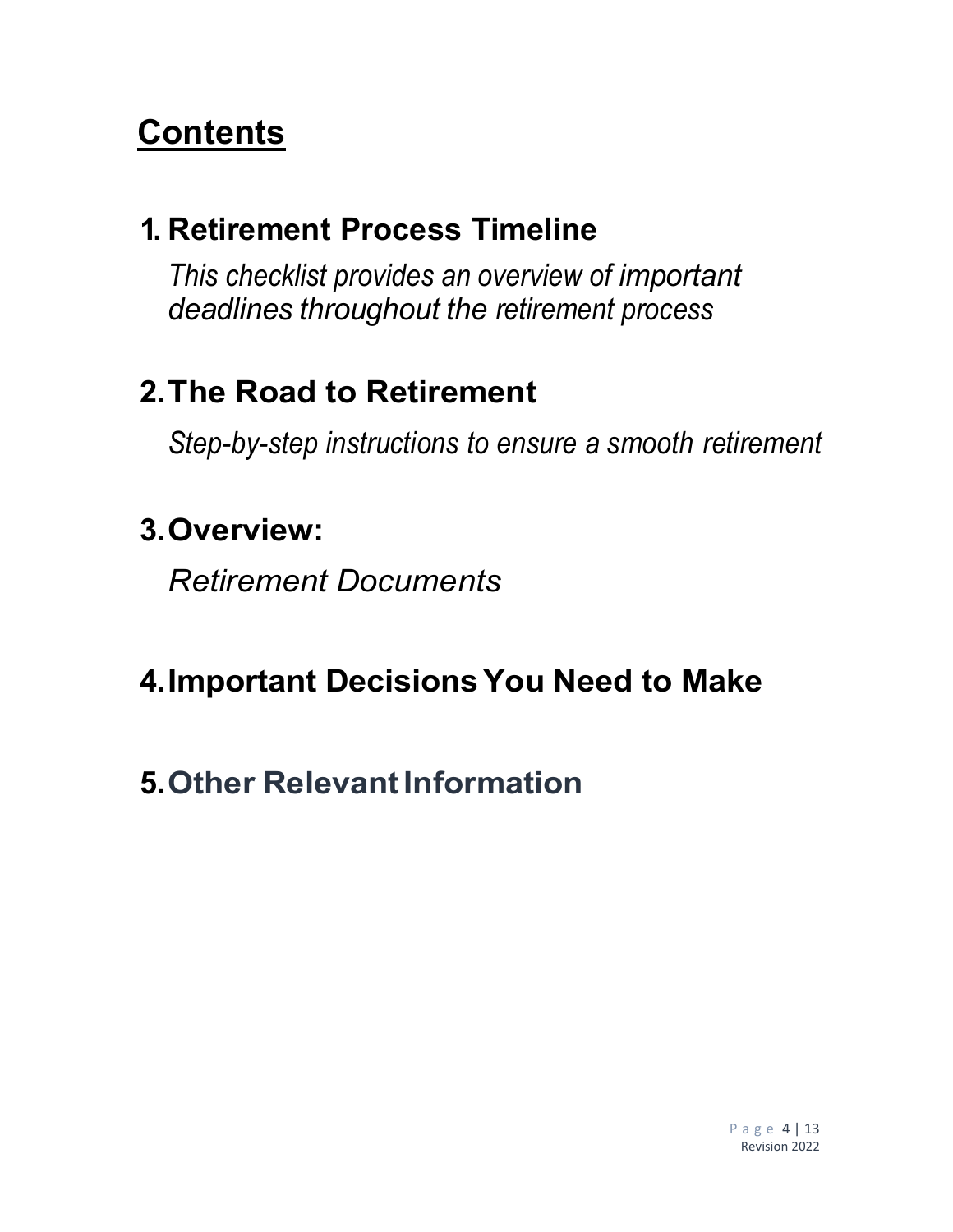# Contents

## 1. Retirement Process Timeline

*This checklist provides an overview of important deadlines throughout the retirement process*

## 2. The Road to Retirement

*Step-by-step instructions to ensure a smooth retirement*

## 3. Overview:

*Retirement Documents*

## 4. Important Decisions You Need to Make

## 5. Other Relevant Information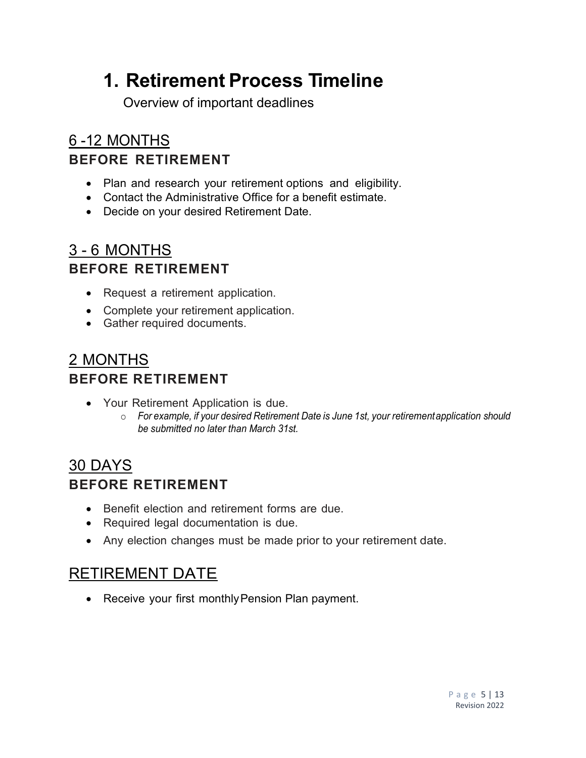# 1. Retirement Process Timeline

Overview of important deadlines

## 6 -12 MONTHS
### BEFORE RETIREMENT

- Plan and research your retirement options and eligibility.
- Contact the Administrative Office for a benefit estimate.
- Decide on your desired Retirement Date.

## 3 - 6 MONTHS
### BEFORE RETIREMENT

- Request a retirement application.
- Complete your retirement application.
- Gather required documents.

## 2 MONTHS
### BEFORE RETIREMENT

- Your Retirement Application is due.
  - *For example, if your desired Retirement Date is June 1st, your retirement application should be submitted no later than March 31st.*

## 30 DAYS
### BEFORE RETIREMENT

- Benefit election and retirement forms are due.
- Required legal documentation is due.
- Any election changes must be made prior to your retirement date.

## RETIREMENT DATE

- Receive your first monthly Pension Plan payment.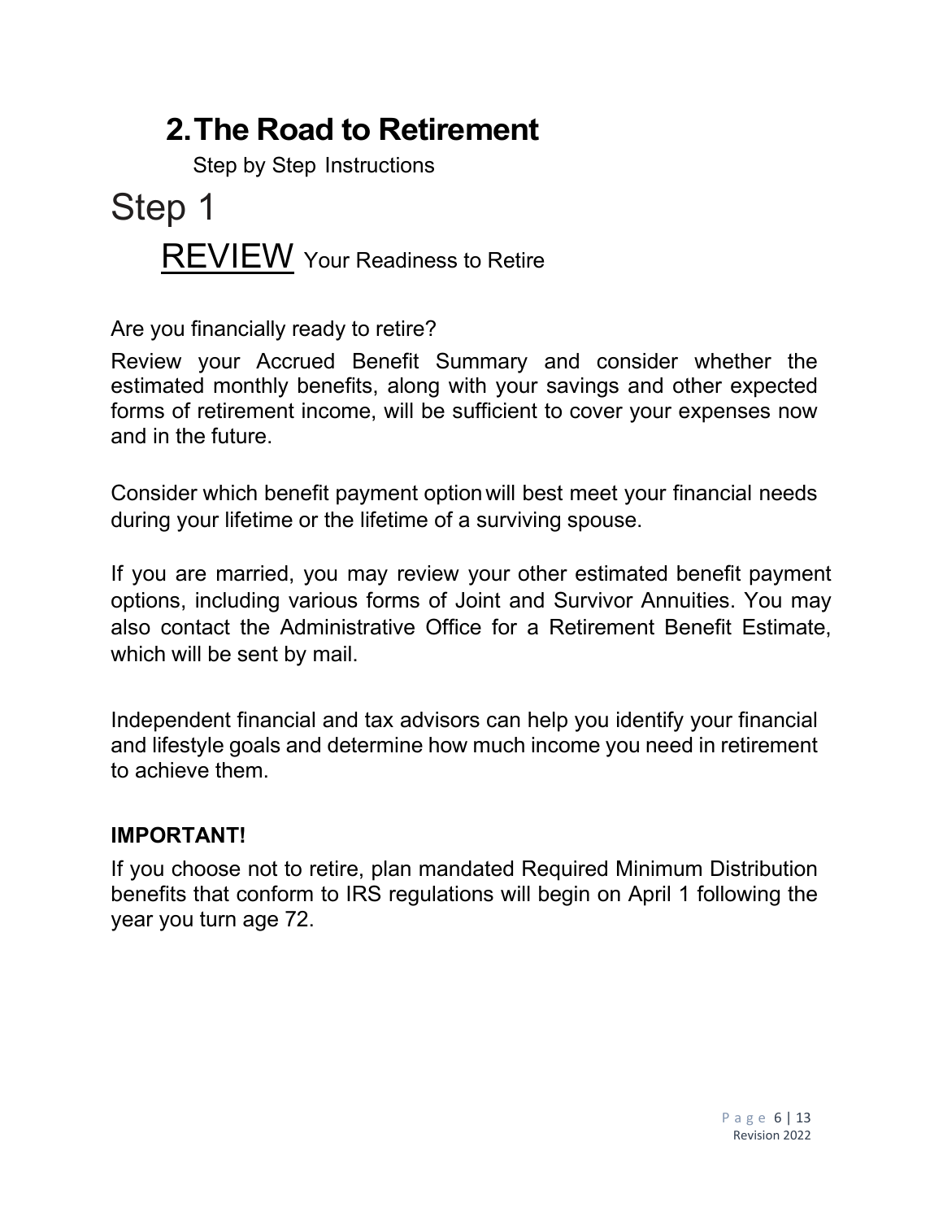# 2. The Road to Retirement

Step by Step Instructions

# Step 1

## REVIEW Your Readiness to Retire

Are you financially ready to retire?

Review your Accrued Benefit Summary and consider whether the estimated monthly benefits, along with your savings and other expected forms of retirement income, will be sufficient to cover your expenses now and in the future.

Consider which benefit payment option will best meet your financial needs during your lifetime or the lifetime of a surviving spouse.

If you are married, you may review your other estimated benefit payment options, including various forms of Joint and Survivor Annuities. You may also contact the Administrative Office for a Retirement Benefit Estimate, which will be sent by mail.

Independent financial and tax advisors can help you identify your financial and lifestyle goals and determine how much income you need in retirement to achieve them.

**IMPORTANT!**

If you choose not to retire, plan mandated Required Minimum Distribution benefits that conform to IRS regulations will begin on April 1 following the year you turn age 72.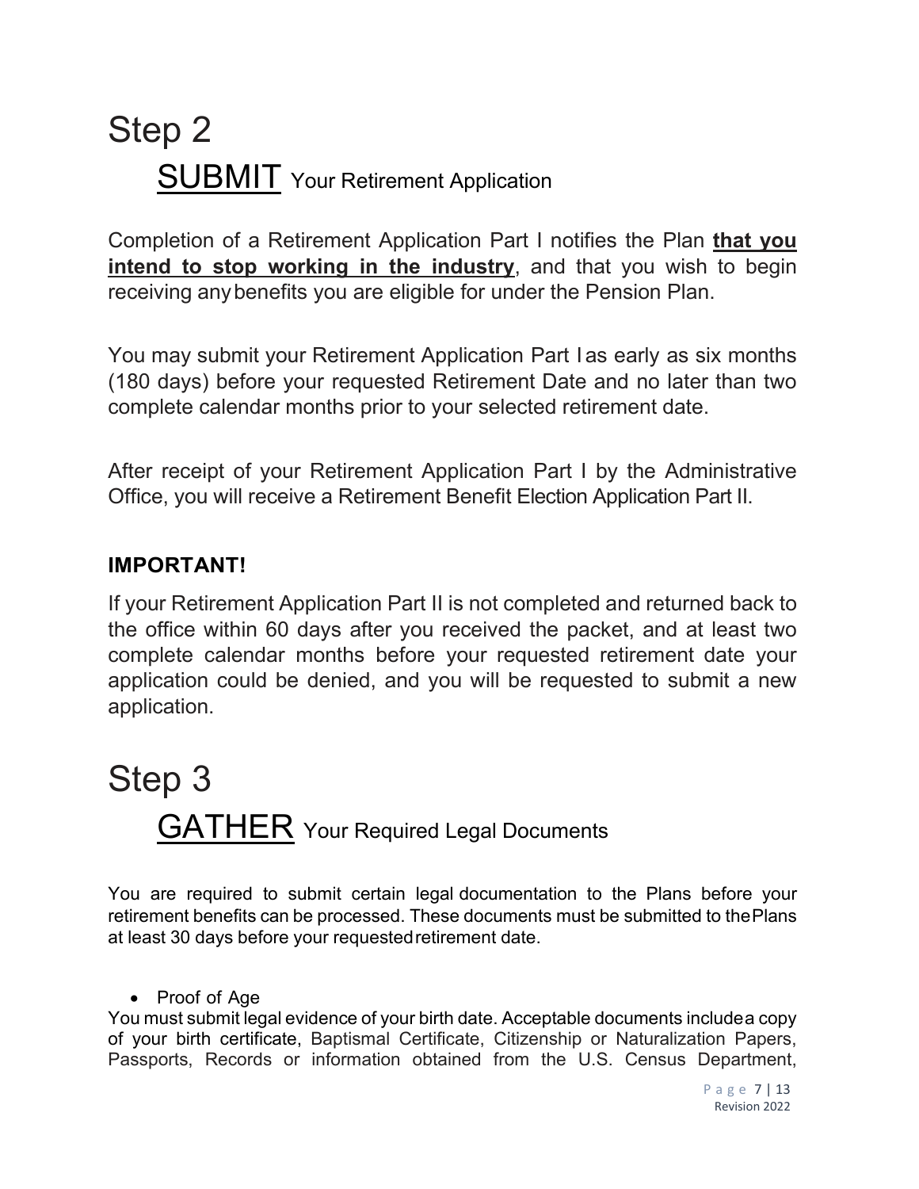# Step 2

## SUBMIT Your Retirement Application

Completion of a Retirement Application Part I notifies the Plan **that you intend to stop working in the industry**, and that you wish to begin receiving any benefits you are eligible for under the Pension Plan.

You may submit your Retirement Application Part I as early as six months (180 days) before your requested Retirement Date and no later than two complete calendar months prior to your selected retirement date.

After receipt of your Retirement Application Part I by the Administrative Office, you will receive a Retirement Benefit Election Application Part II.

### IMPORTANT!

If your Retirement Application Part II is not completed and returned back to the office within 60 days after you received the packet, and at least two complete calendar months before your requested retirement date your application could be denied, and you will be requested to submit a new application.

# Step 3

## GATHER Your Required Legal Documents

You are required to submit certain legal documentation to the Plans before your retirement benefits can be processed. These documents must be submitted to the Plans at least 30 days before your requested retirement date.

- Proof of Age

You must submit legal evidence of your birth date. Acceptable documents include a copy of your birth certificate, Baptismal Certificate, Citizenship or Naturalization Papers, Passports, Records or information obtained from the U.S. Census Department,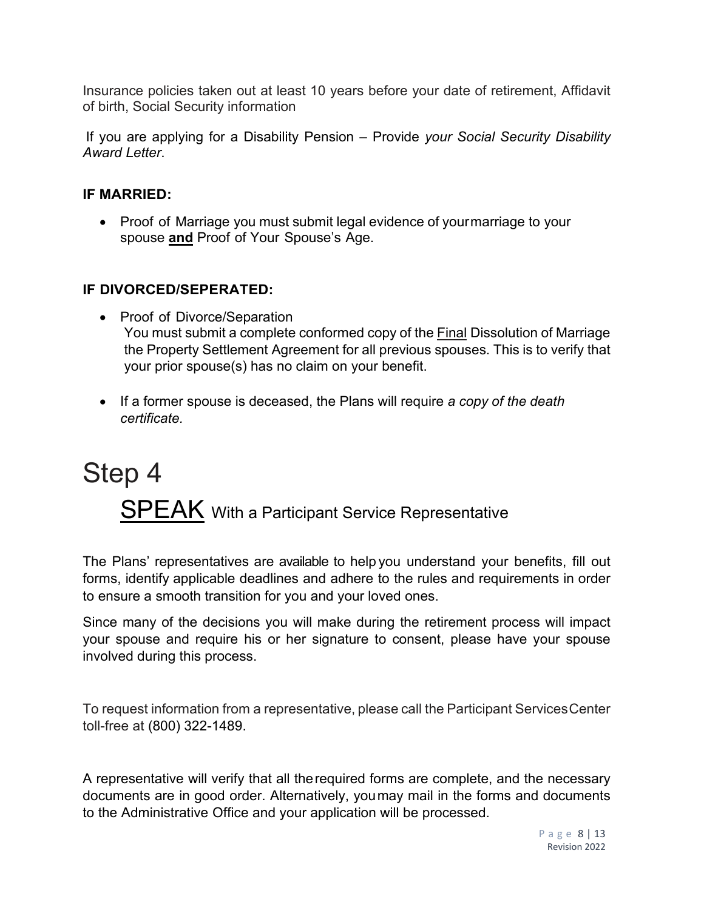Insurance policies taken out at least 10 years before your date of retirement, Affidavit of birth, Social Security information

If you are applying for a Disability Pension – Provide *your Social Security Disability Award Letter*.

**IF MARRIED:**

- Proof of Marriage you must submit legal evidence of yourmarriage to your spouse **and** Proof of Your Spouse's Age.

**IF DIVORCED/SEPERATED:**

- Proof of Divorce/Separation
  You must submit a complete conformed copy of the Final Dissolution of Marriage the Property Settlement Agreement for all previous spouses. This is to verify that your prior spouse(s) has no claim on your benefit.
- If a former spouse is deceased, the Plans will require *a copy of the death certificate.*

# Step 4

## SPEAK With a Participant Service Representative

The Plans' representatives are available to help you understand your benefits, fill out forms, identify applicable deadlines and adhere to the rules and requirements in order to ensure a smooth transition for you and your loved ones.

Since many of the decisions you will make during the retirement process will impact your spouse and require his or her signature to consent, please have your spouse involved during this process.

To request information from a representative, please call the Participant ServicesCenter toll-free at (800) 322-1489.

A representative will verify that all therequired forms are complete, and the necessary documents are in good order. Alternatively, youmay mail in the forms and documents to the Administrative Office and your application will be processed.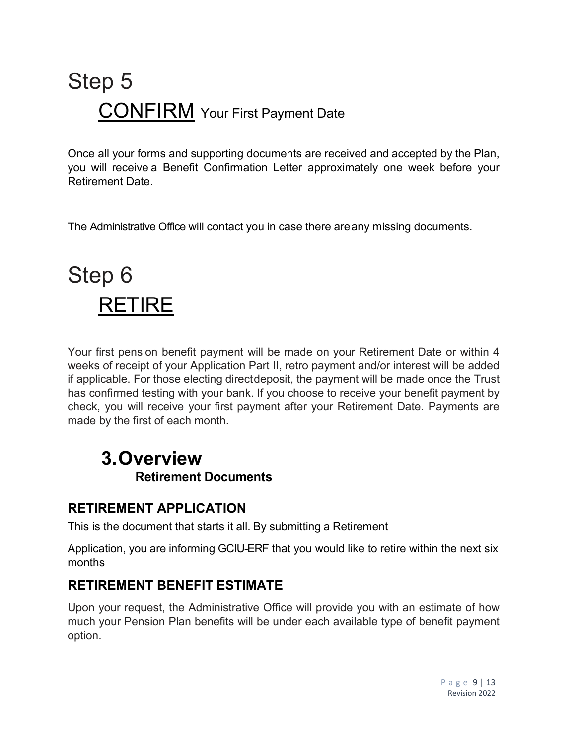# Step 5

## CONFIRM Your First Payment Date

Once all your forms and supporting documents are received and accepted by the Plan, you will receive a Benefit Confirmation Letter approximately one week before your Retirement Date.

The Administrative Office will contact you in case there are any missing documents.

# Step 6

## RETIRE

Your first pension benefit payment will be made on your Retirement Date or within 4 weeks of receipt of your Application Part II, retro payment and/or interest will be added if applicable. For those electing direct deposit, the payment will be made once the Trust has confirmed testing with your bank. If you choose to receive your benefit payment by check, you will receive your first payment after your Retirement Date. Payments are made by the first of each month.

# 3. Overview

### Retirement Documents

## RETIREMENT APPLICATION

This is the document that starts it all. By submitting a Retirement

Application, you are informing GCIU-ERF that you would like to retire within the next six months

## RETIREMENT BENEFIT ESTIMATE

Upon your request, the Administrative Office will provide you with an estimate of how much your Pension Plan benefits will be under each available type of benefit payment option.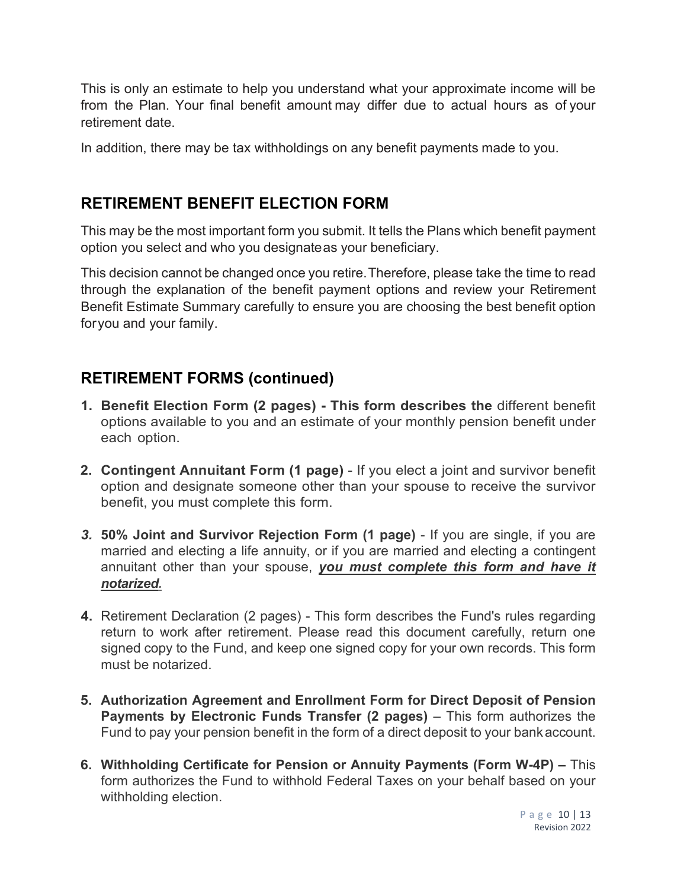This is only an estimate to help you understand what your approximate income will be from the Plan. Your final benefit amount may differ due to actual hours as of your retirement date.

In addition, there may be tax withholdings on any benefit payments made to you.

## RETIREMENT BENEFIT ELECTION FORM

This may be the most important form you submit. It tells the Plans which benefit payment option you select and who you designate as your beneficiary.

This decision cannot be changed once you retire. Therefore, please take the time to read through the explanation of the benefit payment options and review your Retirement Benefit Estimate Summary carefully to ensure you are choosing the best benefit option for you and your family.

## RETIREMENT FORMS (continued)

1. **Benefit Election Form (2 pages) - This form describes the** different benefit options available to you and an estimate of your monthly pension benefit under each option.

2. **Contingent Annuitant Form (1 page)** - If you elect a joint and survivor benefit option and designate someone other than your spouse to receive the survivor benefit, you must complete this form.

3. **50% Joint and Survivor Rejection Form (1 page)** - If you are single, if you are married and electing a life annuity, or if you are married and electing a contingent annuitant other than your spouse, ***<u>you must complete this form and have it notarized</u>.***

4. Retirement Declaration (2 pages) - This form describes the Fund's rules regarding return to work after retirement. Please read this document carefully, return one signed copy to the Fund, and keep one signed copy for your own records. This form must be notarized.

5. **Authorization Agreement and Enrollment Form for Direct Deposit of Pension Payments by Electronic Funds Transfer (2 pages)** – This form authorizes the Fund to pay your pension benefit in the form of a direct deposit to your bank account.

6. **Withholding Certificate for Pension or Annuity Payments (Form W-4P) –** This form authorizes the Fund to withhold Federal Taxes on your behalf based on your withholding election.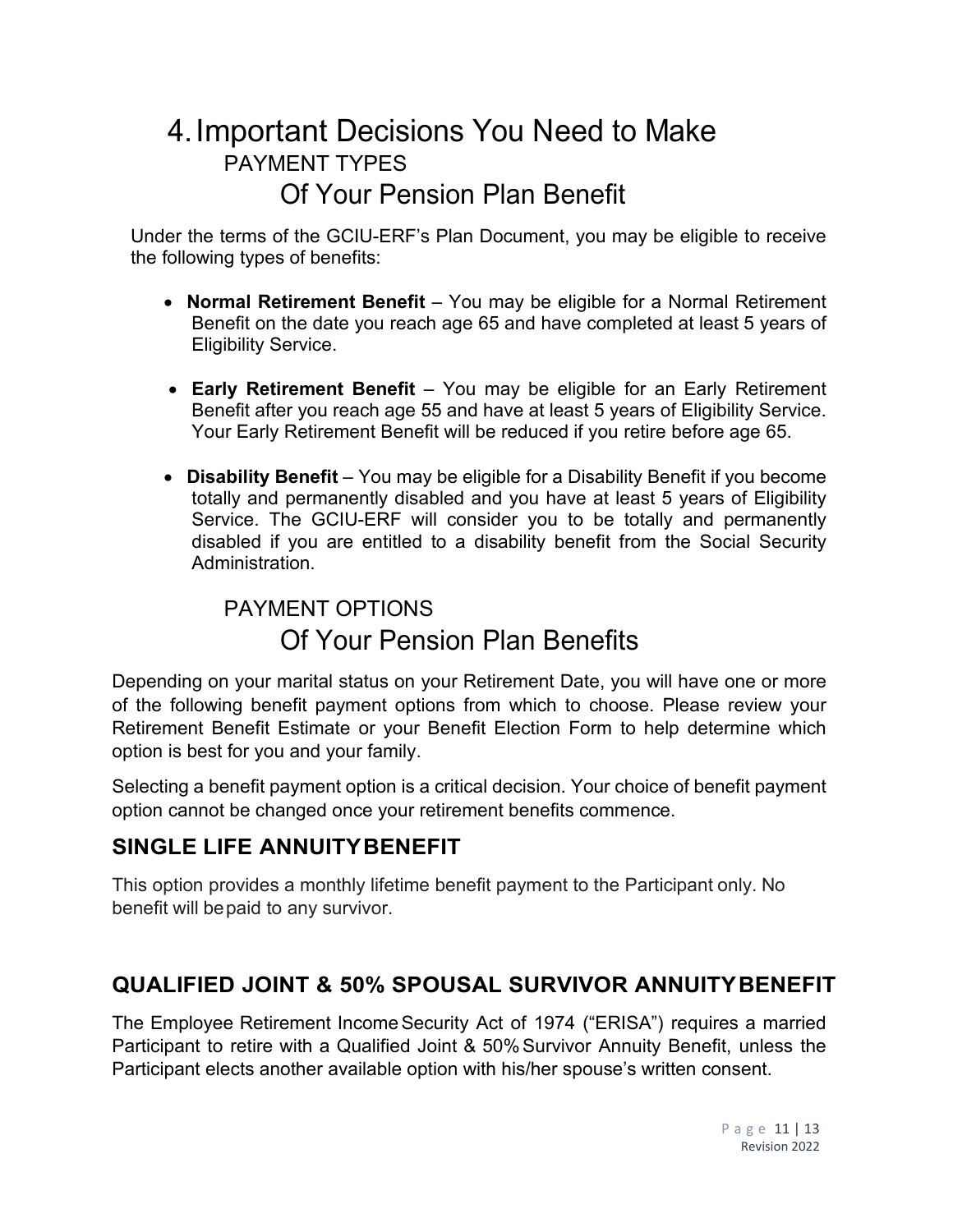# 4. Important Decisions You Need to Make

## PAYMENT TYPES

## Of Your Pension Plan Benefit

Under the terms of the GCIU-ERF's Plan Document, you may be eligible to receive the following types of benefits:

- **Normal Retirement Benefit** – You may be eligible for a Normal Retirement Benefit on the date you reach age 65 and have completed at least 5 years of Eligibility Service.
- **Early Retirement Benefit** – You may be eligible for an Early Retirement Benefit after you reach age 55 and have at least 5 years of Eligibility Service. Your Early Retirement Benefit will be reduced if you retire before age 65.
- **Disability Benefit** – You may be eligible for a Disability Benefit if you become totally and permanently disabled and you have at least 5 years of Eligibility Service. The GCIU-ERF will consider you to be totally and permanently disabled if you are entitled to a disability benefit from the Social Security Administration.

## PAYMENT OPTIONS

## Of Your Pension Plan Benefits

Depending on your marital status on your Retirement Date, you will have one or more of the following benefit payment options from which to choose. Please review your Retirement Benefit Estimate or your Benefit Election Form to help determine which option is best for you and your family.

Selecting a benefit payment option is a critical decision. Your choice of benefit payment option cannot be changed once your retirement benefits commence.

### SINGLE LIFE ANNUITY BENEFIT

This option provides a monthly lifetime benefit payment to the Participant only. No benefit will be paid to any survivor.

### QUALIFIED JOINT & 50% SPOUSAL SURVIVOR ANNUITY BENEFIT

The Employee Retirement Income Security Act of 1974 ("ERISA") requires a married Participant to retire with a Qualified Joint & 50% Survivor Annuity Benefit, unless the Participant elects another available option with his/her spouse's written consent.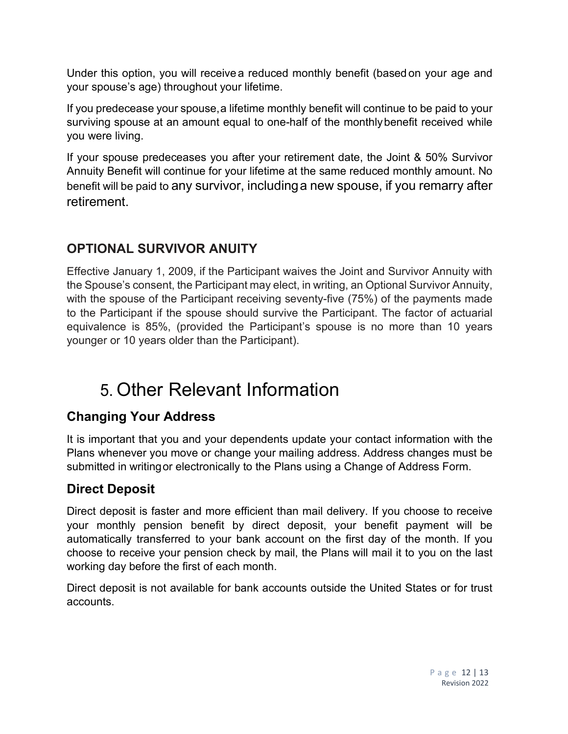Under this option, you will receive a reduced monthly benefit (based on your age and your spouse's age) throughout your lifetime.

If you predecease your spouse, a lifetime monthly benefit will continue to be paid to your surviving spouse at an amount equal to one-half of the monthly benefit received while you were living.

If your spouse predeceases you after your retirement date, the Joint & 50% Survivor Annuity Benefit will continue for your lifetime at the same reduced monthly amount. No benefit will be paid to any survivor, including a new spouse, if you remarry after retirement.

### OPTIONAL SURVIVOR ANUITY

Effective January 1, 2009, if the Participant waives the Joint and Survivor Annuity with the Spouse's consent, the Participant may elect, in writing, an Optional Survivor Annuity, with the spouse of the Participant receiving seventy-five (75%) of the payments made to the Participant if the spouse should survive the Participant. The factor of actuarial equivalence is 85%, (provided the Participant's spouse is no more than 10 years younger or 10 years older than the Participant).

# 5. Other Relevant Information

## Changing Your Address

It is important that you and your dependents update your contact information with the Plans whenever you move or change your mailing address. Address changes must be submitted in writing or electronically to the Plans using a Change of Address Form.

## Direct Deposit

Direct deposit is faster and more efficient than mail delivery. If you choose to receive your monthly pension benefit by direct deposit, your benefit payment will be automatically transferred to your bank account on the first day of the month. If you choose to receive your pension check by mail, the Plans will mail it to you on the last working day before the first of each month.

Direct deposit is not available for bank accounts outside the United States or for trust accounts.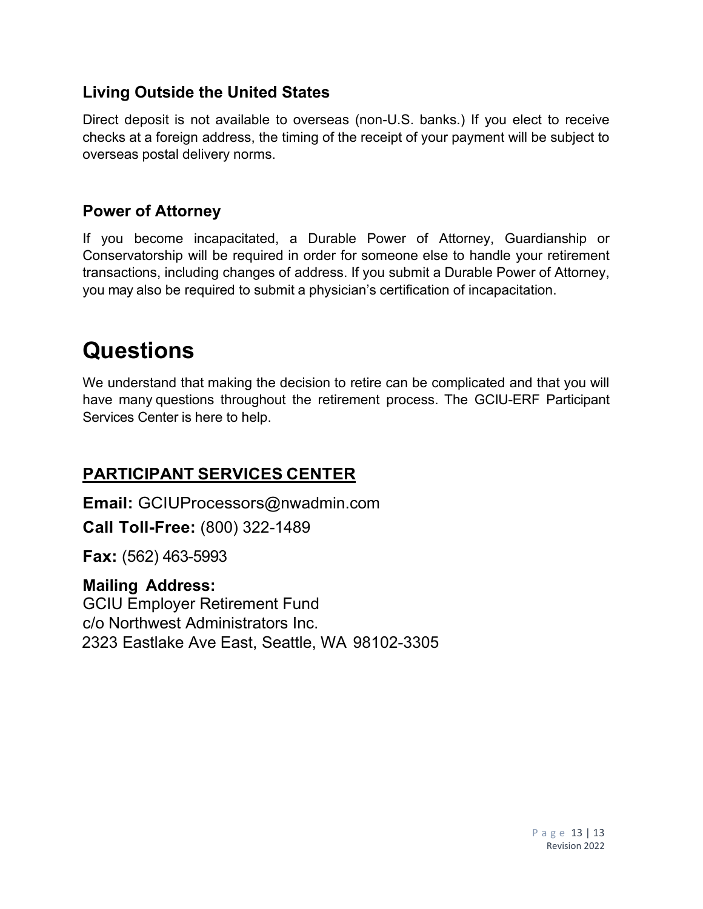## Living Outside the United States

Direct deposit is not available to overseas (non-U.S. banks.) If you elect to receive checks at a foreign address, the timing of the receipt of your payment will be subject to overseas postal delivery norms.

## Power of Attorney

If you become incapacitated, a Durable Power of Attorney, Guardianship or Conservatorship will be required in order for someone else to handle your retirement transactions, including changes of address. If you submit a Durable Power of Attorney, you may also be required to submit a physician's certification of incapacitation.

# Questions

We understand that making the decision to retire can be complicated and that you will have many questions throughout the retirement process. The GCIU-ERF Participant Services Center is here to help.

## PARTICIPANT SERVICES CENTER

**Email:** GCIUProcessors@nwadmin.com

**Call Toll-Free:** (800) 322-1489

**Fax:** (562) 463-5993

**Mailing Address:**
GCIU Employer Retirement Fund
c/o Northwest Administrators Inc.
2323 Eastlake Ave East, Seattle, WA 98102-3305